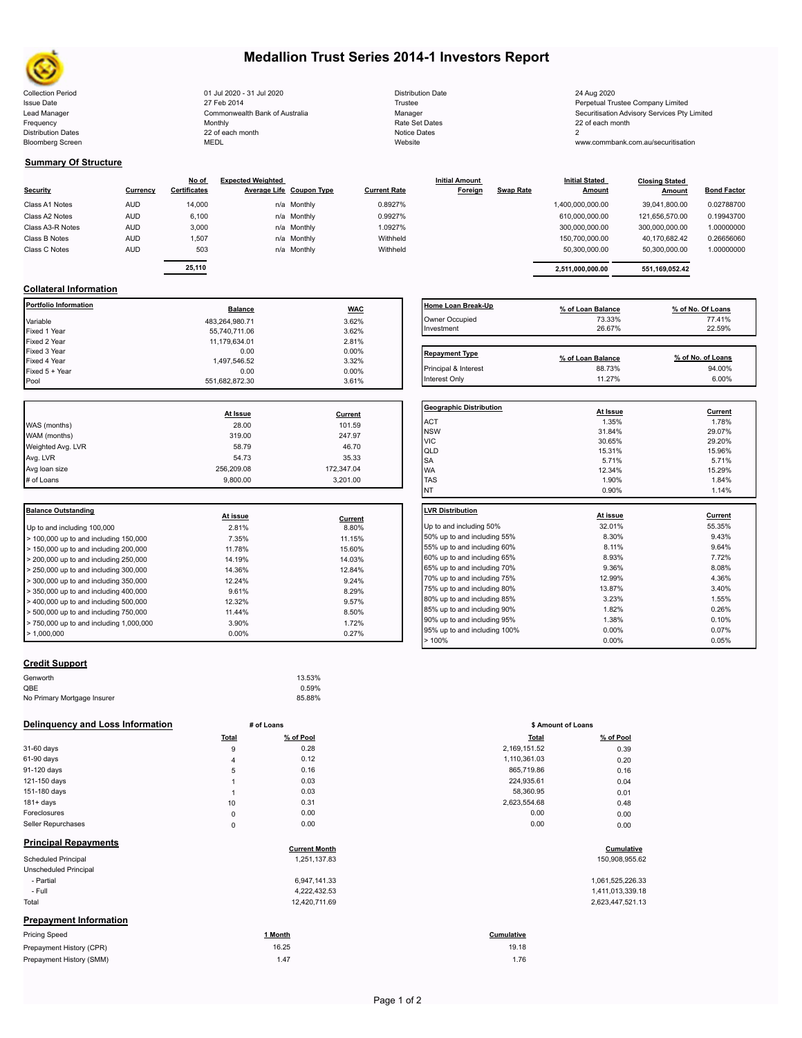# Medallion Trust Series 2014-1 Investors Report

| | | | |
|---|---|---|---|
| Collection Period | 01 Jul 2020 - 31 Jul 2020 | Distribution Date | 24 Aug 2020 |
| Issue Date | 27 Feb 2014 | Trustee | Perpetual Trustee Company Limited |
| Lead Manager | Commonwealth Bank of Australia | Manager | Securitisation Advisory Services Pty Limited |
| Frequency | Monthly | Rate Set Dates | 22 of each month |
| Distribution Dates | 22 of each month | Notice Dates | 2 |
| Bloomberg Screen | MEDL | Website | www.commbank.com.au/securitisation |

## Summary Of Structure

| Security | Currency | No of Certificates | Expected Weighted Average Life | Coupon Type | Current Rate | Initial Amount Foreign | Swap Rate | Initial Stated Amount | Closing Stated Amount | Bond Factor |
|---|---|---|---|---|---|---|---|---|---|---|
| Class A1 Notes | AUD | 14,000 | n/a | Monthly | 0.8927% | | | 1,400,000,000.00 | 39,041,800.00 | 0.02788700 |
| Class A2 Notes | AUD | 6,100 | n/a | Monthly | 0.9927% | | | 610,000,000.00 | 121,656,570.00 | 0.19943700 |
| Class A3-R Notes | AUD | 3,000 | n/a | Monthly | 1.0927% | | | 300,000,000.00 | 300,000,000.00 | 1.00000000 |
| Class B Notes | AUD | 1,507 | n/a | Monthly | Withheld | | | 150,700,000.00 | 40,170,682.42 | 0.26656060 |
| Class C Notes | AUD | 503 | n/a | Monthly | Withheld | | | 50,300,000.00 | 50,300,000.00 | 1.00000000 |
| | | 25,110 | | | | | | 2,511,000,000.00 | 551,169,052.42 | |

## Collateral Information

| Portfolio Information | Balance | WAC |
|---|---|---|
| Variable | 483,264,980.71 | 3.62% |
| Fixed 1 Year | 55,740,711.06 | 3.62% |
| Fixed 2 Year | 11,179,634.01 | 2.81% |
| Fixed 3 Year | 0.00 | 0.00% |
| Fixed 4 Year | 1,497,546.52 | 3.32% |
| Fixed 5 + Year | 0.00 | 0.00% |
| Pool | 551,682,872.30 | 3.61% |

| Home Loan Break-Up | % of Loan Balance | % of No. Of Loans |
|---|---|---|
| Owner Occupied | 73.33% | 77.41% |
| Investment | 26.67% | 22.59% |

| Repayment Type | % of Loan Balance | % of No. of Loans |
|---|---|---|
| Principal & Interest | 88.73% | 94.00% |
| Interest Only | 11.27% | 6.00% |

| | At Issue | Current |
|---|---|---|
| WAS (months) | 28.00 | 101.59 |
| WAM (months) | 319.00 | 247.97 |
| Weighted Avg. LVR | 58.79 | 46.70 |
| Avg. LVR | 54.73 | 35.33 |
| Avg loan size | 256,209.08 | 172,347.04 |
| # of Loans | 9,800.00 | 3,201.00 |

| Geographic Distribution | At Issue | Current |
|---|---|---|
| ACT | 1.35% | 1.78% |
| NSW | 31.84% | 29.07% |
| VIC | 30.65% | 29.20% |
| QLD | 15.31% | 15.96% |
| SA | 5.71% | 5.71% |
| WA | 12.34% | 15.29% |
| TAS | 1.90% | 1.84% |
| NT | 0.90% | 1.14% |

| Balance Outstanding | At issue | Current |
|---|---|---|
| Up to and including 100,000 | 2.81% | 8.80% |
| > 100,000 up to and including 150,000 | 7.35% | 11.15% |
| > 150,000 up to and including 200,000 | 11.78% | 15.60% |
| > 200,000 up to and including 250,000 | 14.19% | 14.03% |
| > 250,000 up to and including 300,000 | 14.36% | 12.84% |
| > 300,000 up to and including 350,000 | 12.24% | 9.24% |
| > 350,000 up to and including 400,000 | 9.61% | 8.29% |
| > 400,000 up to and including 500,000 | 12.32% | 9.57% |
| > 500,000 up to and including 750,000 | 11.44% | 8.50% |
| > 750,000 up to and including 1,000,000 | 3.90% | 1.72% |
| > 1,000,000 | 0.00% | 0.27% |

| LVR Distribution | At issue | Current |
|---|---|---|
| Up to and including 50% | 32.01% | 55.35% |
| 50% up to and including 55% | 8.30% | 9.43% |
| 55% up to and including 60% | 8.11% | 9.64% |
| 60% up to and including 65% | 8.93% | 7.72% |
| 65% up to and including 70% | 9.36% | 8.08% |
| 70% up to and including 75% | 12.99% | 4.36% |
| 75% up to and including 80% | 13.87% | 3.40% |
| 80% up to and including 85% | 3.23% | 1.55% |
| 85% up to and including 90% | 1.82% | 0.26% |
| 90% up to and including 95% | 1.38% | 0.10% |
| 95% up to and including 100% | 0.00% | 0.07% |
| > 100% | 0.00% | 0.05% |

## Credit Support

| | |
|---|---|
| Genworth | 13.53% |
| QBE | 0.59% |
| No Primary Mortgage Insurer | 85.88% |

## Delinquency and Loss Information

| | # of Loans Total | # of Loans % of Pool | $ Amount of Loans Total | $ Amount of Loans % of Pool |
|---|---|---|---|---|
| 31-60 days | 9 | 0.28 | 2,169,151.52 | 0.39 |
| 61-90 days | 4 | 0.12 | 1,110,361.03 | 0.20 |
| 91-120 days | 5 | 0.16 | 865,719.86 | 0.16 |
| 121-150 days | 1 | 0.03 | 224,935.61 | 0.04 |
| 151-180 days | 1 | 0.03 | 58,360.95 | 0.01 |
| 181+ days | 10 | 0.31 | 2,623,554.68 | 0.48 |
| Foreclosures | 0 | 0.00 | 0.00 | 0.00 |
| Seller Repurchases | 0 | 0.00 | 0.00 | 0.00 |

## Principal Repayments

| | Current Month | Cumulative |
|---|---|---|
| Scheduled Principal | 1,251,137.83 | 150,908,955.62 |
| Unscheduled Principal | | |
| - Partial | 6,947,141.33 | 1,061,525,226.33 |
| - Full | 4,222,432.53 | 1,411,013,339.18 |
| Total | 12,420,711.69 | 2,623,447,521.13 |

## Prepayment Information

| Pricing Speed | 1 Month | Cumulative |
|---|---|---|
| Prepayment History (CPR) | 16.25 | 19.18 |
| Prepayment History (SMM) | 1.47 | 1.76 |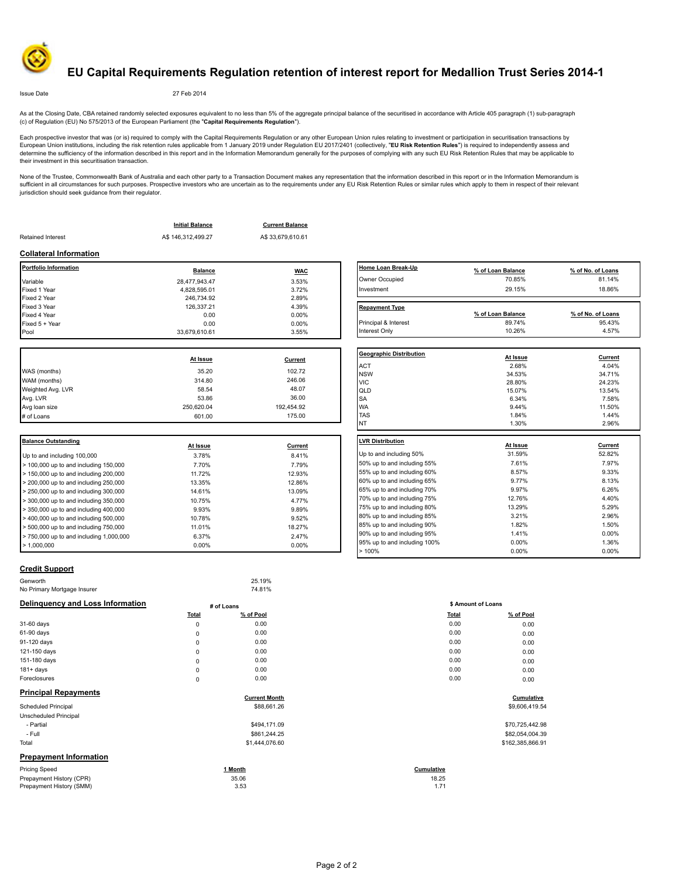# EU Capital Requirements Regulation retention of interest report for Medallion Trust Series 2014-1

Issue Date 27 Feb 2014

As at the Closing Date, CBA retained randomly selected exposures equivalent to no less than 5% of the aggregate principal balance of the securitised in accordance with Article 405 paragraph (1) sub-paragraph (c) of Regulation (EU) No 575/2013 of the European Parliament (the "**Capital Requirements Regulation**").

Each prospective investor that was (or is) required to comply with the Capital Requirements Regulation or any other European Union rules relating to investment or participation in securitisation transactions by European Union institutions, including the risk retention rules applicable from 1 January 2019 under Regulation EU 2017/2401 (collectively, "**EU Risk Retention Rules**") is required to independently assess and determine the sufficiency of the information described in this report and in the Information Memorandum generally for the purposes of complying with any such EU Risk Retention Rules that may be applicable to their investment in this securitisation transaction.

None of the Trustee, Commonwealth Bank of Australia and each other party to a Transaction Document makes any representation that the information described in this report or in the Information Memorandum is sufficient in all circumstances for such purposes. Prospective investors who are uncertain as to the requirements under any EU Risk Retention Rules or similar rules which apply to them in respect of their relevant jurisdiction should seek guidance from their regulator.

| | Initial Balance | Current Balance |
|---|---|---|
| Retained Interest | A$ 146,312,499.27 | A$ 33,679,610.61 |

## Collateral Information

| Portfolio Information | Balance | WAC |
|---|---|---|
| Variable | 28,477,943.47 | 3.53% |
| Fixed 1 Year | 4,828,595.01 | 3.72% |
| Fixed 2 Year | 246,734.92 | 2.89% |
| Fixed 3 Year | 126,337.21 | 4.39% |
| Fixed 4 Year | 0.00 | 0.00% |
| Fixed 5 + Year | 0.00 | 0.00% |
| Pool | 33,679,610.61 | 3.55% |

| | At Issue | Current |
|---|---|---|
| WAS (months) | 35.20 | 102.72 |
| WAM (months) | 314.80 | 246.06 |
| Weighted Avg. LVR | 58.54 | 48.07 |
| Avg. LVR | 53.86 | 36.00 |
| Avg loan size | 250,620.04 | 192,454.92 |
| # of Loans | 601.00 | 175.00 |

| Balance Outstanding | At Issue | Current |
|---|---|---|
| Up to and including 100,000 | 3.78% | 8.41% |
| > 100,000 up to and including 150,000 | 7.70% | 7.79% |
| > 150,000 up to and including 200,000 | 11.72% | 12.93% |
| > 200,000 up to and including 250,000 | 13.35% | 12.86% |
| > 250,000 up to and including 300,000 | 14.61% | 13.09% |
| > 300,000 up to and including 350,000 | 10.75% | 4.77% |
| > 350,000 up to and including 400,000 | 9.93% | 9.89% |
| > 400,000 up to and including 500,000 | 10.78% | 9.52% |
| > 500,000 up to and including 750,000 | 11.01% | 18.27% |
| > 750,000 up to and including 1,000,000 | 6.37% | 2.47% |
| > 1,000,000 | 0.00% | 0.00% |

| Home Loan Break-Up | % of Loan Balance | % of No. of Loans |
|---|---|---|
| Owner Occupied | 70.85% | 81.14% |
| Investment | 29.15% | 18.86% |

| Repayment Type | % of Loan Balance | % of No. of Loans |
|---|---|---|
| Principal & Interest | 89.74% | 95.43% |
| Interest Only | 10.26% | 4.57% |

| Geographic Distribution | At Issue | Current |
|---|---|---|
| ACT | 2.68% | 4.04% |
| NSW | 34.53% | 34.71% |
| VIC | 28.80% | 24.23% |
| QLD | 15.07% | 13.54% |
| SA | 6.34% | 7.58% |
| WA | 9.44% | 11.50% |
| TAS | 1.84% | 1.44% |
| NT | 1.30% | 2.96% |

| LVR Distribution | At Issue | Current |
|---|---|---|
| Up to and including 50% | 31.59% | 52.82% |
| 50% up to and including 55% | 7.61% | 7.97% |
| 55% up to and including 60% | 8.57% | 9.33% |
| 60% up to and including 65% | 9.77% | 8.13% |
| 65% up to and including 70% | 9.97% | 6.26% |
| 70% up to and including 75% | 12.76% | 4.40% |
| 75% up to and including 80% | 13.29% | 5.29% |
| 80% up to and including 85% | 3.21% | 2.96% |
| 85% up to and including 90% | 1.82% | 1.50% |
| 90% up to and including 95% | 1.41% | 0.00% |
| 95% up to and including 100% | 0.00% | 1.36% |
| > 100% | 0.00% | 0.00% |

## Credit Support

| | |
|---|---|
| Genworth | 25.19% |
| No Primary Mortgage Insurer | 74.81% |

## Delinquency and Loss Information

| | # of Loans | | $ Amount of Loans | |
|---|---|---|---|---|
| | Total | % of Pool | Total | % of Pool |
| 31-60 days | 0 | 0.00 | 0.00 | 0.00 |
| 61-90 days | 0 | 0.00 | 0.00 | 0.00 |
| 91-120 days | 0 | 0.00 | 0.00 | 0.00 |
| 121-150 days | 0 | 0.00 | 0.00 | 0.00 |
| 151-180 days | 0 | 0.00 | 0.00 | 0.00 |
| 181+ days | 0 | 0.00 | 0.00 | 0.00 |
| Foreclosures | 0 | 0.00 | 0.00 | 0.00 |

## Principal Repayments

| | Current Month | Cumulative |
|---|---|---|
| Scheduled Principal | $88,661.26 | $9,606,419.54 |
| Unscheduled Principal | | |
| - Partial | $494,171.09 | $70,725,442.98 |
| - Full | $861,244.25 | $82,054,004.39 |
| Total | $1,444,076.60 | $162,385,866.91 |

## Prepayment Information

| Pricing Speed | 1 Month | Cumulative |
|---|---|---|
| Prepayment History (CPR) | 35.06 | 18.25 |
| Prepayment History (SMM) | 3.53 | 1.71 |